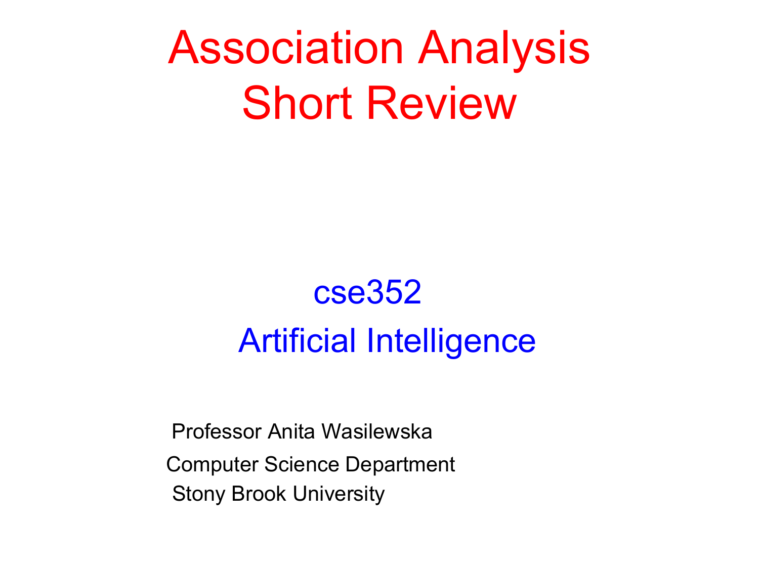# Association Analysis
# Short Review

## cse352

## Artificial Intelligence

Professor Anita Wasilewska

Computer Science Department

Stony Brook University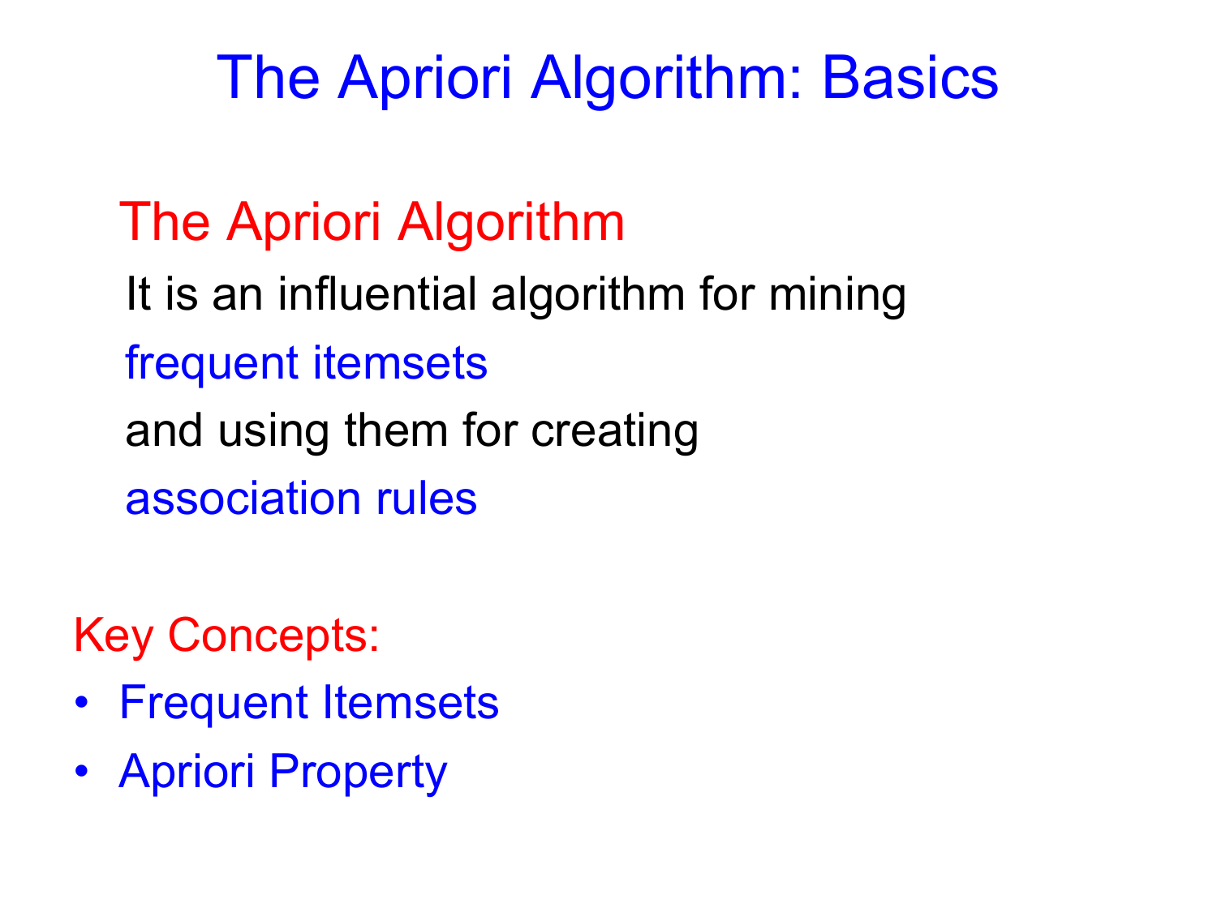# The Apriori Algorithm: Basics

## The Apriori Algorithm

It is an influential algorithm for mining

frequent itemsets

and using them for creating

association rules

## Key Concepts:

- Frequent Itemsets
- Apriori Property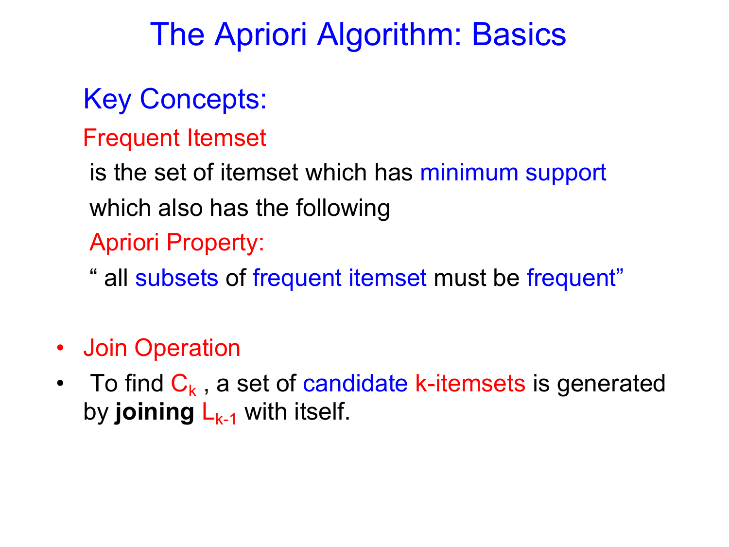# The Apriori Algorithm: Basics

## Key Concepts:

Frequent Itemset

is the set of itemset which has minimum support

which also has the following

Apriori Property:

" all subsets of frequent itemset must be frequent"

- Join Operation
- To find $C_k$ , a set of candidate k-itemsets is generated by **joining** $L_{k-1}$ with itself.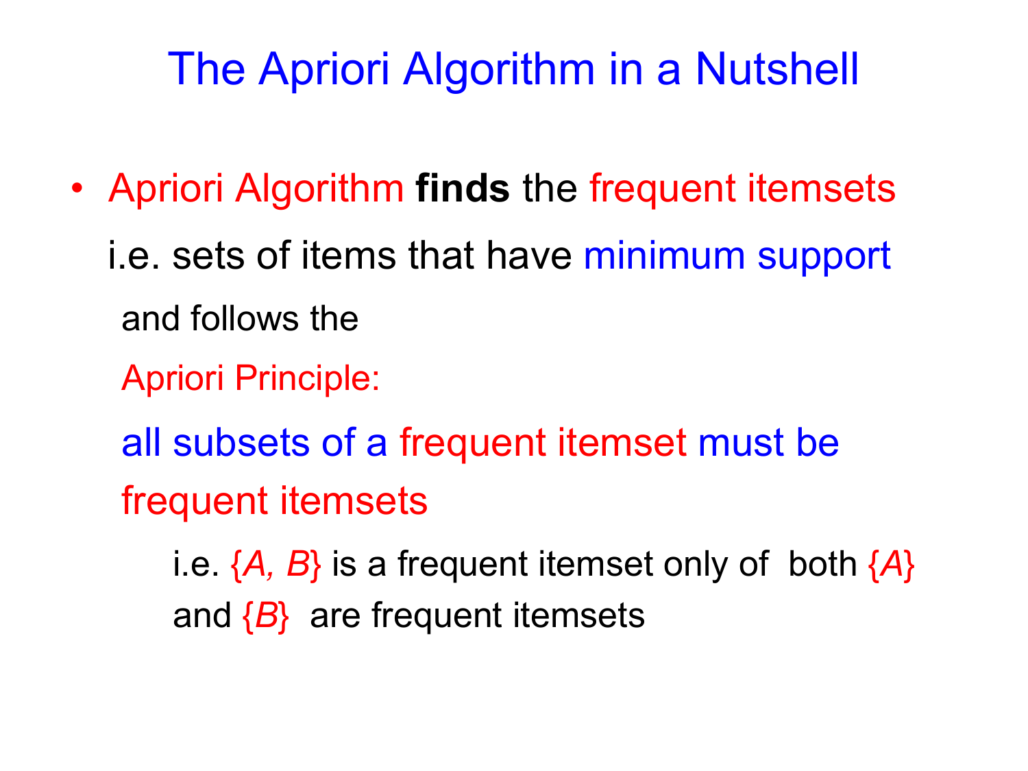# The Apriori Algorithm in a Nutshell

- Apriori Algorithm **finds** the frequent itemsets

  i.e. sets of items that have minimum support

  and follows the

  Apriori Principle:

  all subsets of a frequent itemset must be frequent itemsets

  i.e. {*A, B*} is a frequent itemset only of both {*A*} and {*B*} are frequent itemsets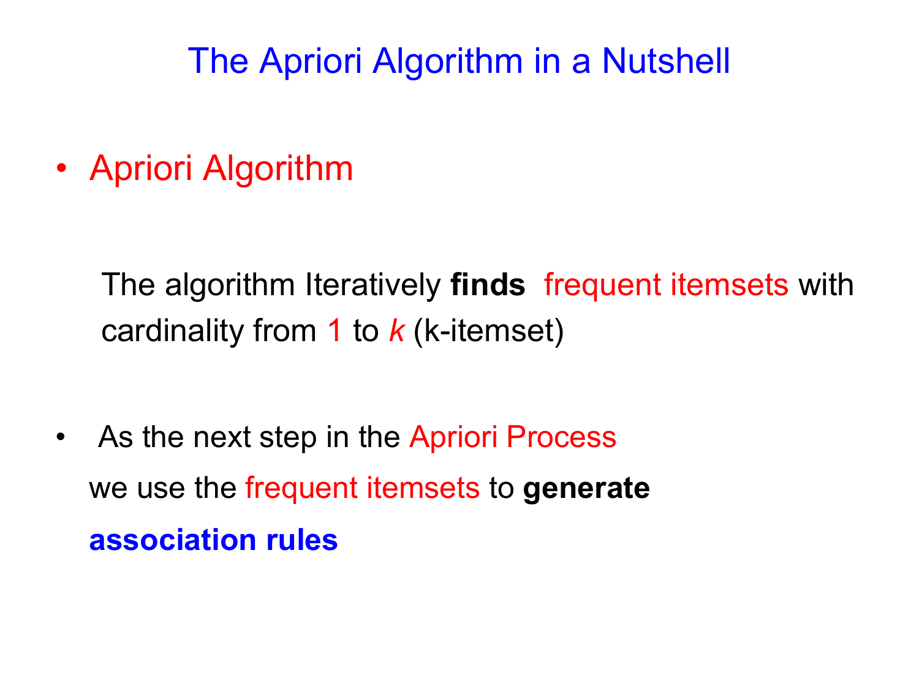# The Apriori Algorithm in a Nutshell

- Apriori Algorithm

  The algorithm Iteratively **finds** frequent itemsets with cardinality from 1 to *k* (k-itemset)

- As the next step in the Apriori Process we use the frequent itemsets to **generate** **association rules**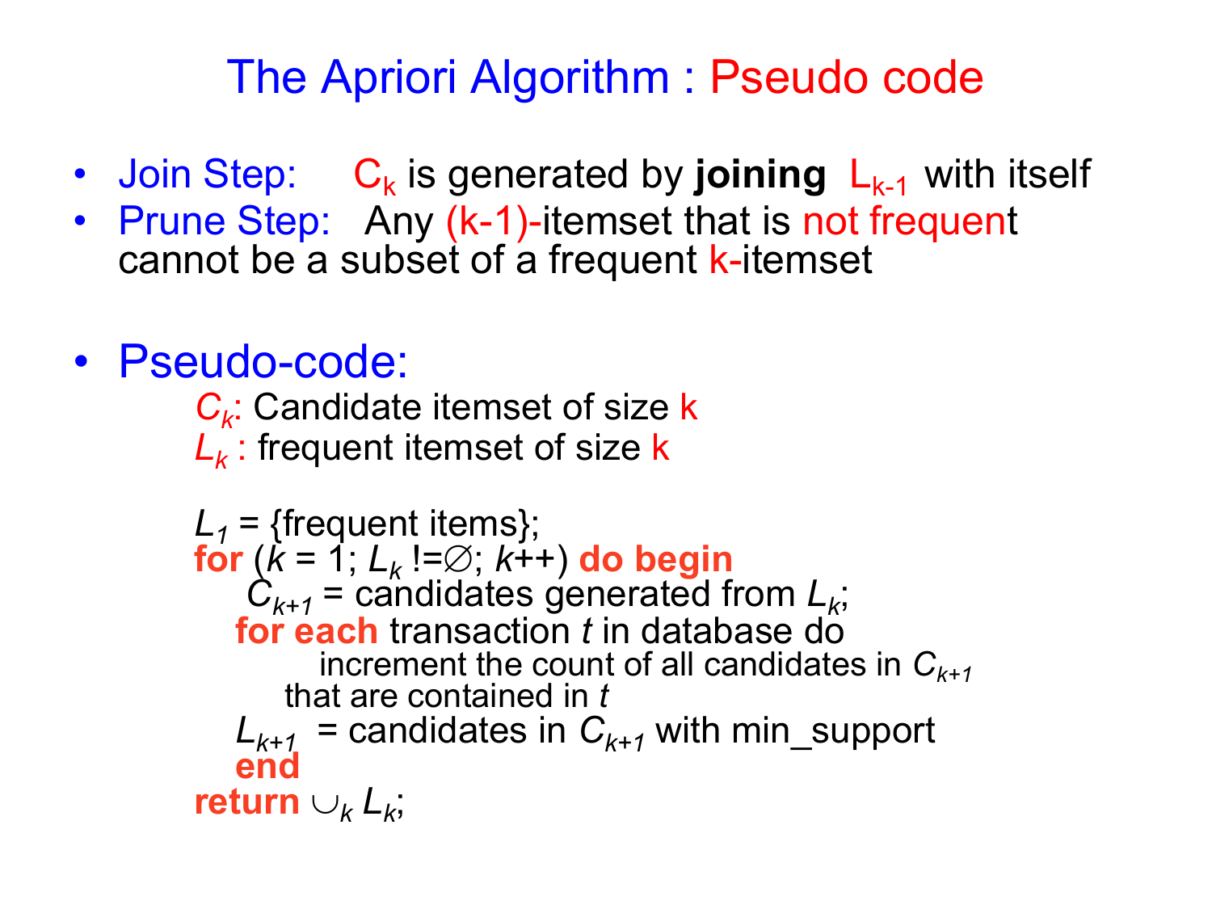# The Apriori Algorithm : Pseudo code

- Join Step: $C_k$ is generated by **joining** $L_{k-1}$ with itself
- Prune Step: Any (k-1)-itemset that is not frequent cannot be a subset of a frequent k-itemset

- Pseudo-code:

  $C_k$: Candidate itemset of size k
  $L_k$ : frequent itemset of size k

```
L_1 = {frequent items};
for (k = 1; L_k !=∅; k++) do begin
     C_{k+1} = candidates generated from L_k;
   for each transaction t in database do
        increment the count of all candidates in C_{k+1}
      that are contained in t
   L_{k+1}  = candidates in C_{k+1} with min_support
   end
return ∪_k L_k;
```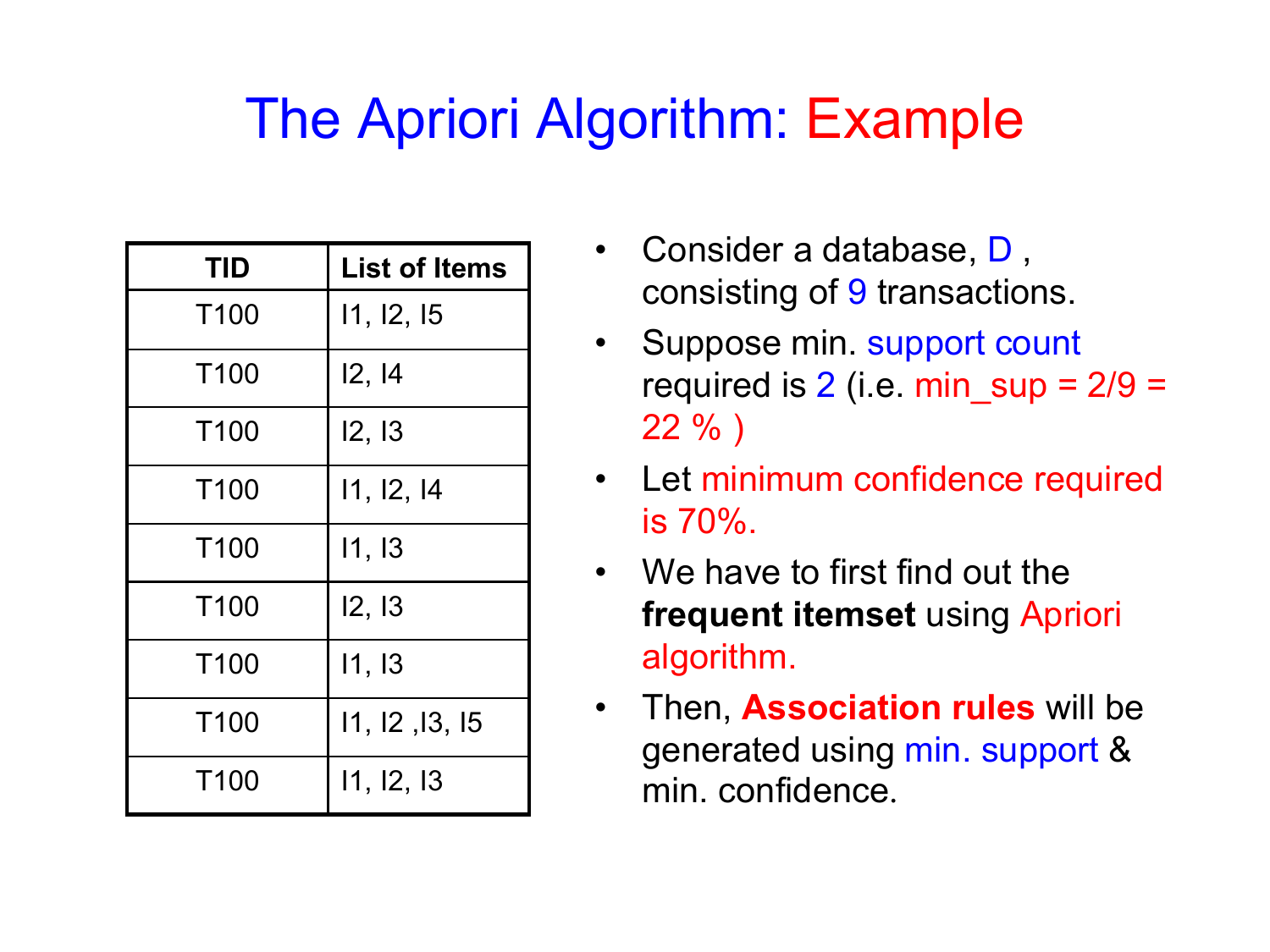# The Apriori Algorithm: Example

| TID | List of Items |
|---|---|
| T100 | I1, I2, I5 |
| T100 | I2, I4 |
| T100 | I2, I3 |
| T100 | I1, I2, I4 |
| T100 | I1, I3 |
| T100 | I2, I3 |
| T100 | I1, I3 |
| T100 | I1, I2 ,I3, I5 |
| T100 | I1, I2, I3 |

- Consider a database, D , consisting of 9 transactions.
- Suppose min. support count required is 2 (i.e. min_sup = 2/9 = 22 % )
- Let minimum confidence required is 70%.
- We have to first find out the **frequent itemset** using Apriori algorithm.
- Then, **Association rules** will be generated using min. support & min. confidence.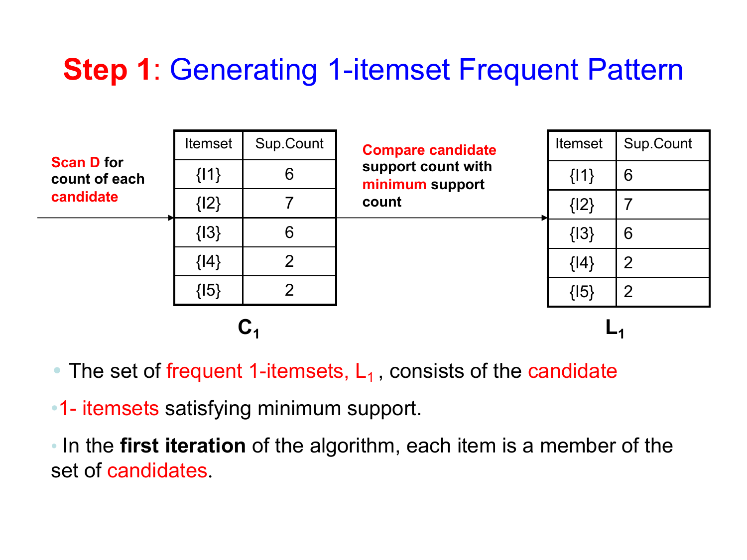# Step 1: Generating 1-itemset Frequent Pattern

**Scan D for count of each candidate** →

| Itemset | Sup.Count |
|---|---|
| {I1} | 6 |
| {I2} | 7 |
| {I3} | 6 |
| {I4} | 2 |
| {I5} | 2 |

**$C_1$**

**Compare candidate support count with minimum support count** →

| Itemset | Sup.Count |
|---|---|
| {I1} | 6 |
| {I2} | 7 |
| {I3} | 6 |
| {I4} | 2 |
| {I5} | 2 |

**$L_1$**

- The set of frequent 1-itemsets, $L_1$ , consists of the candidate
- 1- itemsets satisfying minimum support.
- In the **first iteration** of the algorithm, each item is a member of the set of candidates.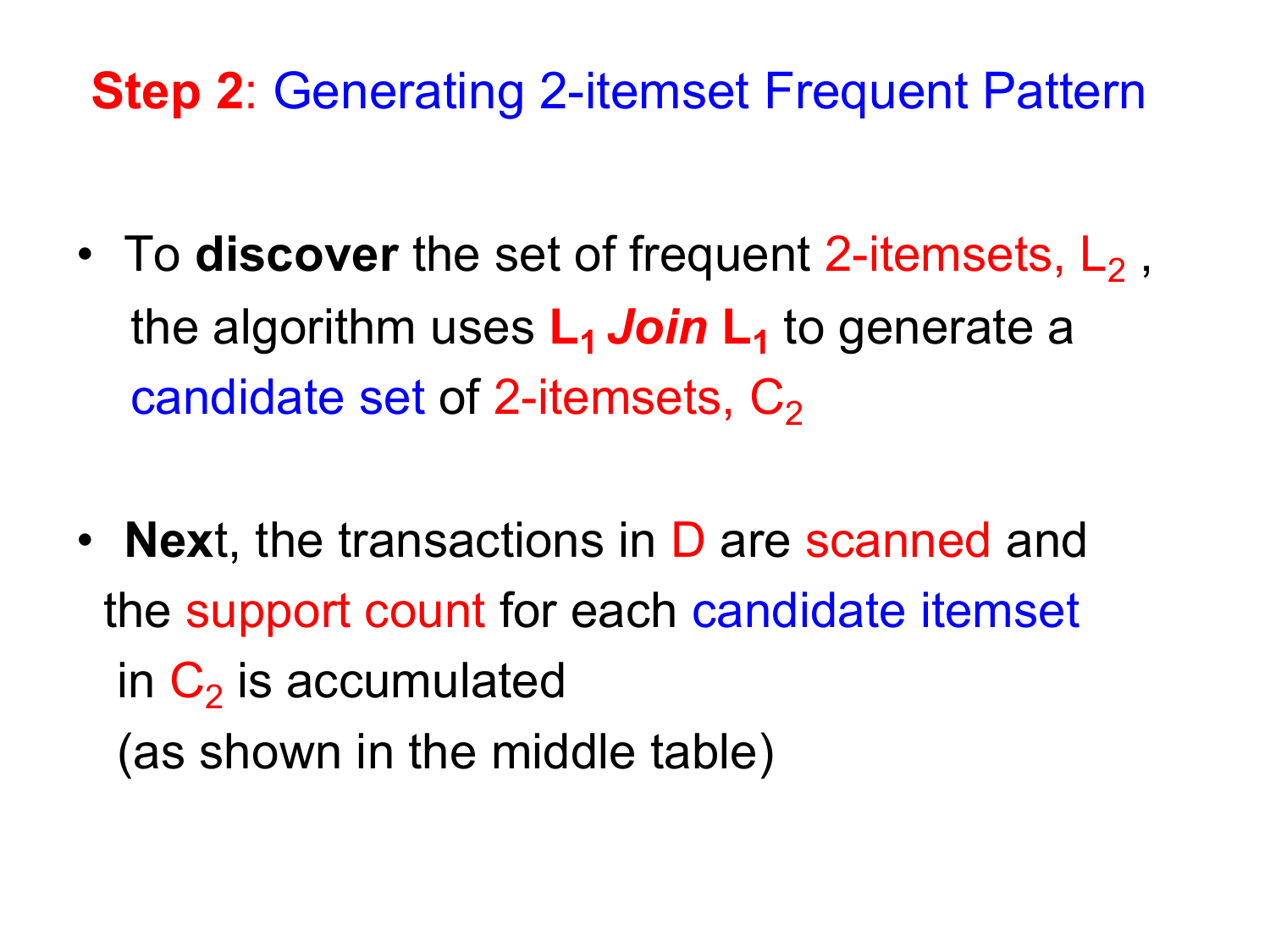## **Step 2**: Generating 2-itemset Frequent Pattern

- To **discover** the set of frequent 2-itemsets, $L_2$ , the algorithm uses **$L_1$ *Join* $L_1$** to generate a candidate set of 2-itemsets, $C_2$

- **Nex**t, the transactions in D are scanned and the support count for each candidate itemset in $C_2$ is accumulated (as shown in the middle table)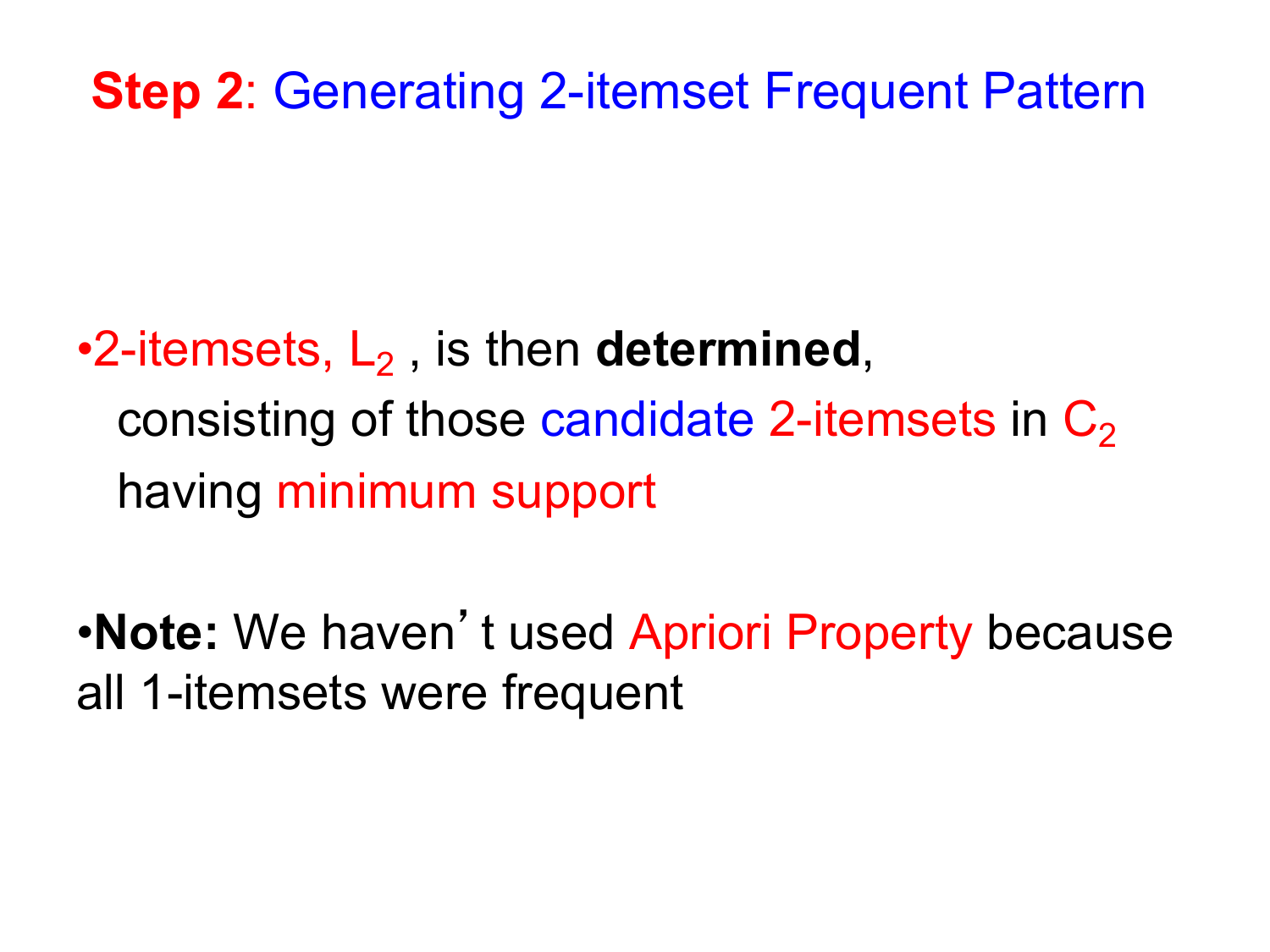## **Step 2**: Generating 2-itemset Frequent Pattern

- 2-itemsets, $L_2$ , is then **determined**, consisting of those candidate 2-itemsets in $C_2$ having minimum support

- **Note:** We haven't used Apriori Property because all 1-itemsets were frequent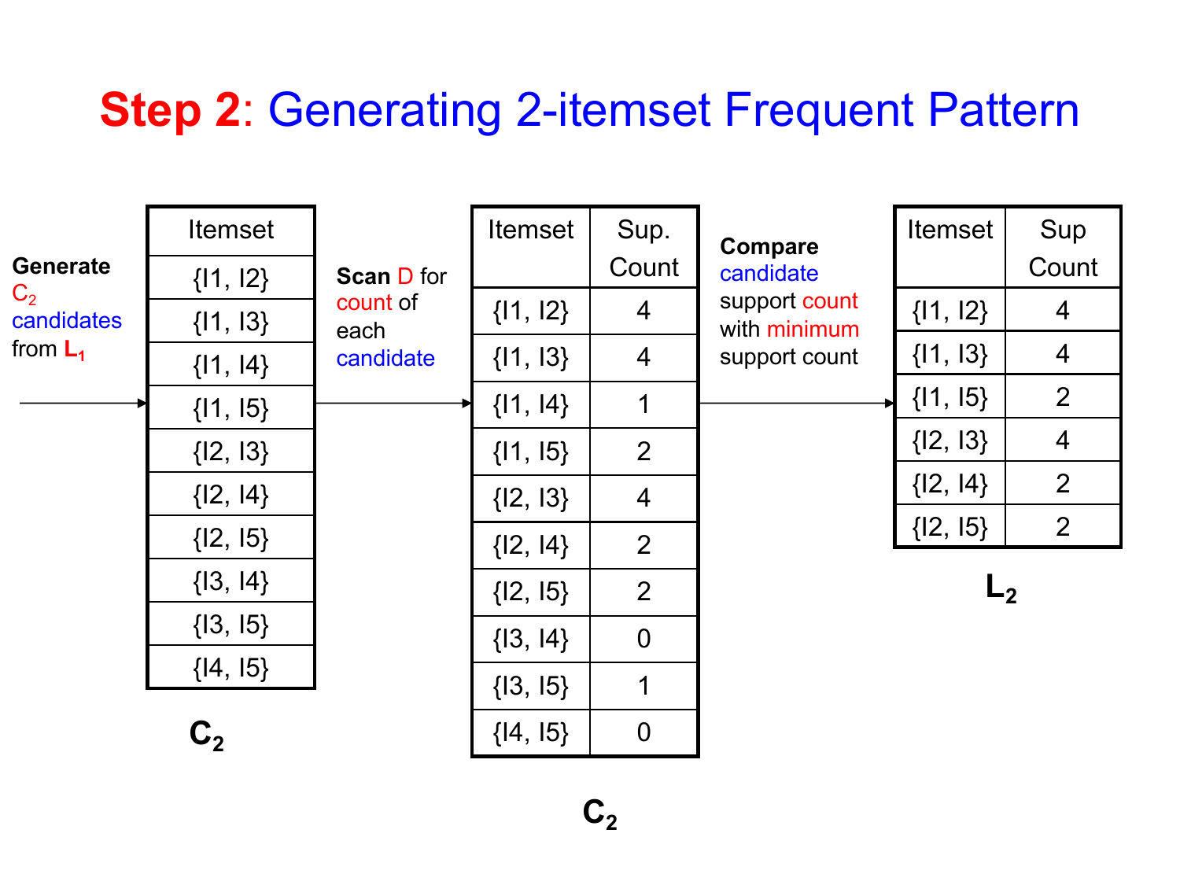# Step 2: Generating 2-itemset Frequent Pattern

**Generate** $C_2$ candidates from $L_1$

| Itemset |
|---|
| {I1, I2} |
| {I1, I3} |
| {I1, I4} |
| {I1, I5} |
| {I2, I3} |
| {I2, I4} |
| {I2, I5} |
| {I3, I4} |
| {I3, I5} |
| {I4, I5} |

$C_2$

**Scan** D for count of each candidate

| Itemset | Sup. Count |
|---|---|
| {I1, I2} | 4 |
| {I1, I3} | 4 |
| {I1, I4} | 1 |
| {I1, I5} | 2 |
| {I2, I3} | 4 |
| {I2, I4} | 2 |
| {I2, I5} | 2 |
| {I3, I4} | 0 |
| {I3, I5} | 1 |
| {I4, I5} | 0 |

$C_2$

**Compare** candidate support count with minimum support count

| Itemset | Sup Count |
|---|---|
| {I1, I2} | 4 |
| {I1, I3} | 4 |
| {I1, I5} | 2 |
| {I2, I3} | 4 |
| {I2, I4} | 2 |
| {I2, I5} | 2 |

$L_2$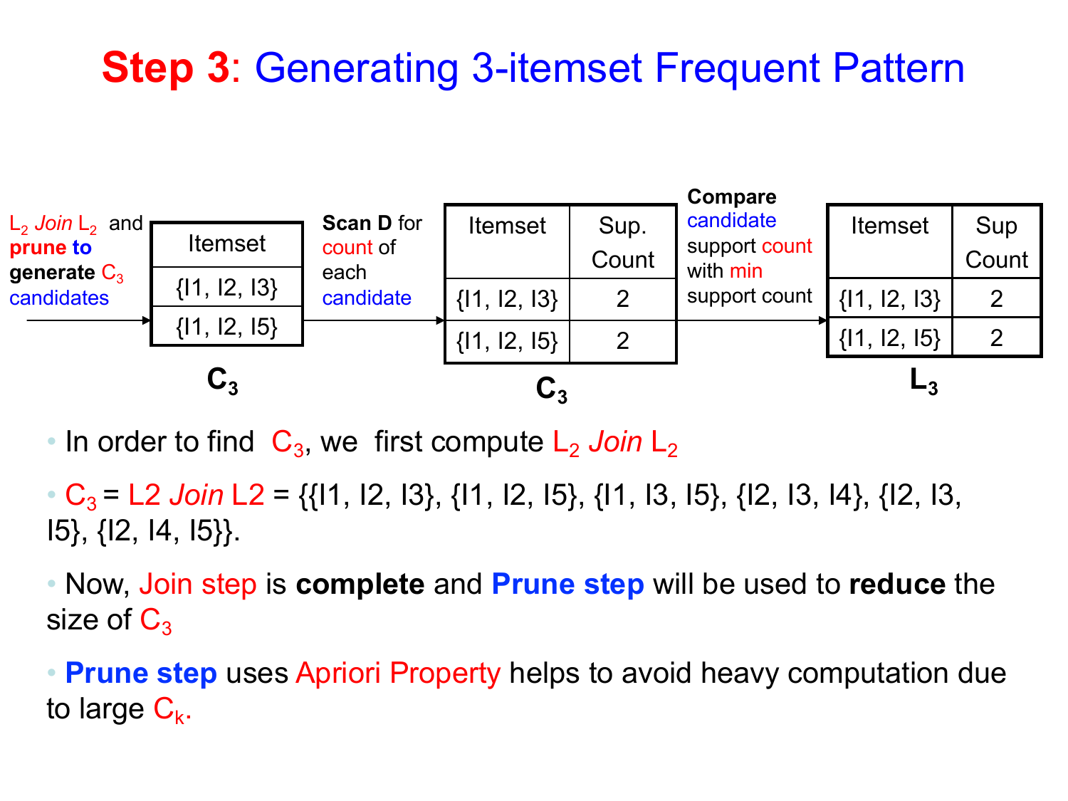# **Step 3**: Generating 3-itemset Frequent Pattern

$L_2$ *Join* $L_2$ and **prune to generate** $C_3$ candidates →

| Itemset |
|---|
| {I1, I2, I3} |
| {I1, I2, I5} |

**$C_3$**

**Scan D** for count of each candidate →

| Itemset | Sup. Count |
|---|---|
| {I1, I2, I3} | 2 |
| {I1, I2, I5} | 2 |

**$C_3$**

**Compare** candidate support count with min support count →

| Itemset | Sup Count |
|---|---|
| {I1, I2, I3} | 2 |
| {I1, I2, I5} | 2 |

**$L_3$**

- In order to find $C_3$, we first compute $L_2$ *Join* $L_2$
- $C_3$ = L2 *Join* L2 = {{I1, I2, I3}, {I1, I2, I5}, {I1, I3, I5}, {I2, I3, I4}, {I2, I3, I5}, {I2, I4, I5}}.
- Now, Join step is **complete** and **Prune step** will be used to **reduce** the size of $C_3$
- **Prune step** uses Apriori Property helps to avoid heavy computation due to large $C_k$.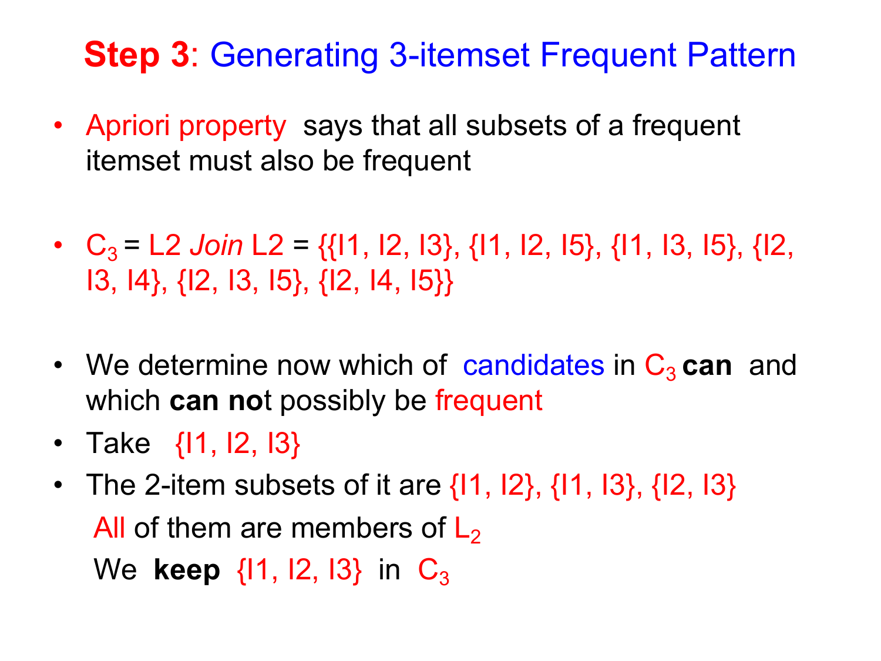# **Step 3**: Generating 3-itemset Frequent Pattern

- Apriori property says that all subsets of a frequent itemset must also be frequent

- $C_3$ = L2 *Join* L2 = {{I1, I2, I3}, {I1, I2, I5}, {I1, I3, I5}, {I2, I3, I4}, {I2, I3, I5}, {I2, I4, I5}}

- We determine now which of candidates in $C_3$ **can** and which **can not** possibly be frequent
- Take {I1, I2, I3}
- The 2-item subsets of it are {I1, I2}, {I1, I3}, {I2, I3}

  All of them are members of $L_2$

  We **keep** {I1, I2, I3} in $C_3$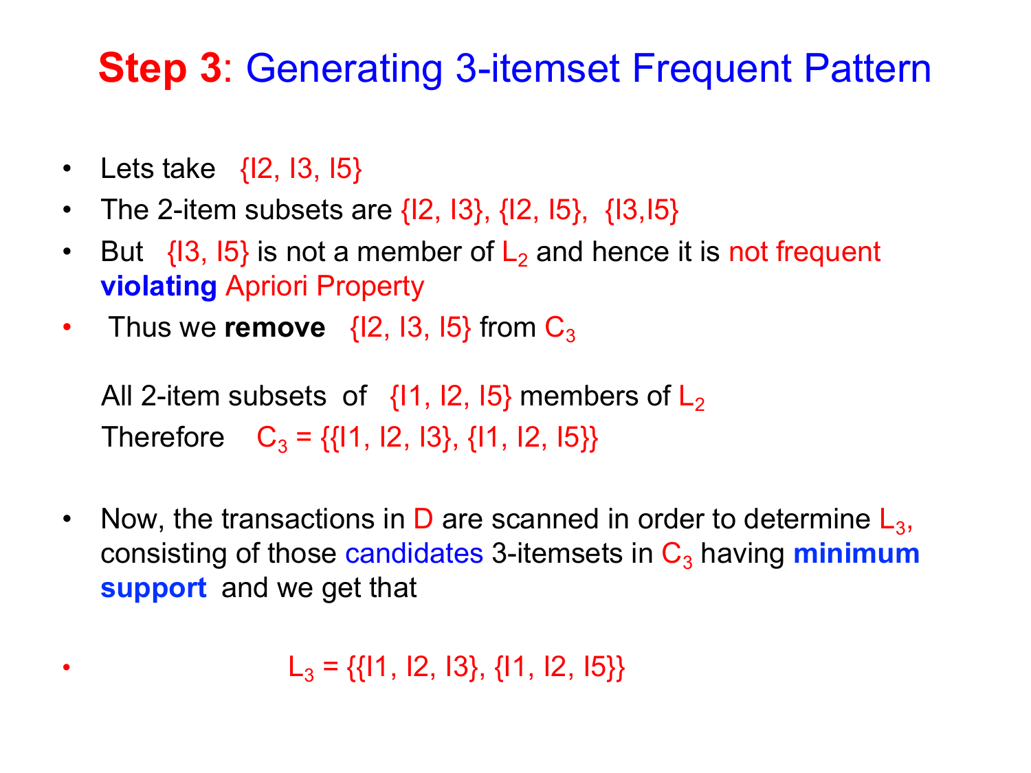# **Step 3**: Generating 3-itemset Frequent Pattern

- Lets take {I2, I3, I5}
- The 2-item subsets are {I2, I3}, {I2, I5}, {I3,I5}
- But {I3, I5} is not a member of $L_2$ and hence it is not frequent **violating** Apriori Property
- Thus we **remove** {I2, I3, I5} from $C_3$

  All 2-item subsets of {I1, I2, I5} members of $L_2$

  Therefore $C_3$ = {{I1, I2, I3}, {I1, I2, I5}}

- Now, the transactions in D are scanned in order to determine $L_3$, consisting of those candidates 3-itemsets in $C_3$ having **minimum support** and we get that

- $L_3$ = {{I1, I2, I3}, {I1, I2, I5}}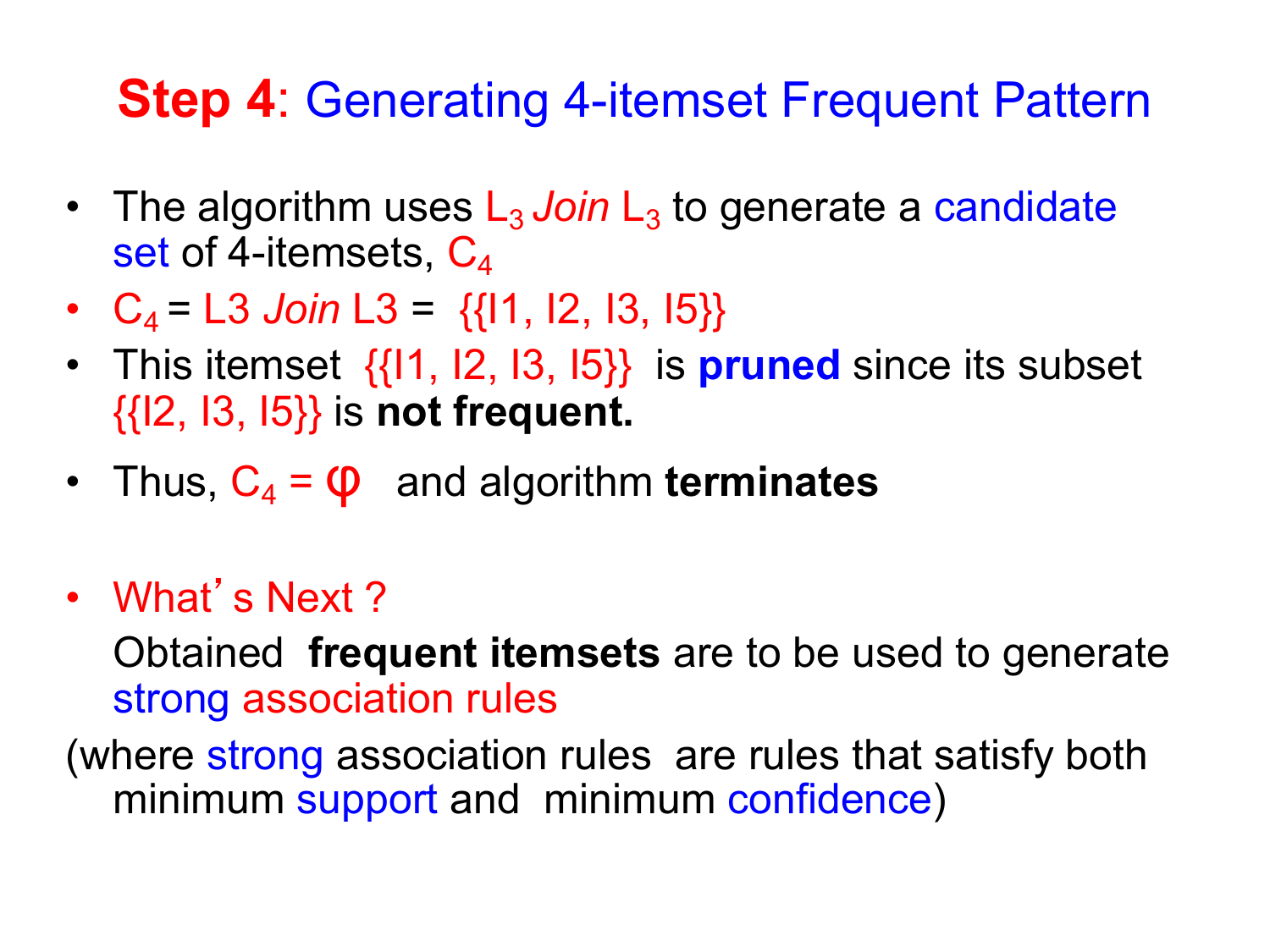# **Step 4**: Generating 4-itemset Frequent Pattern

- The algorithm uses $L_3$ *Join* $L_3$ to generate a candidate set of 4-itemsets, $C_4$
- $C_4$ = L3 *Join* L3 = {{I1, I2, I3, I5}}
- This itemset {{I1, I2, I3, I5}} is **pruned** since its subset {{I2, I3, I5}} is **not frequent.**
- Thus, $C_4 = \varphi$ and algorithm **terminates**

- What's Next ?

  Obtained **frequent itemsets** are to be used to generate strong association rules

(where strong association rules are rules that satisfy both minimum support and minimum confidence)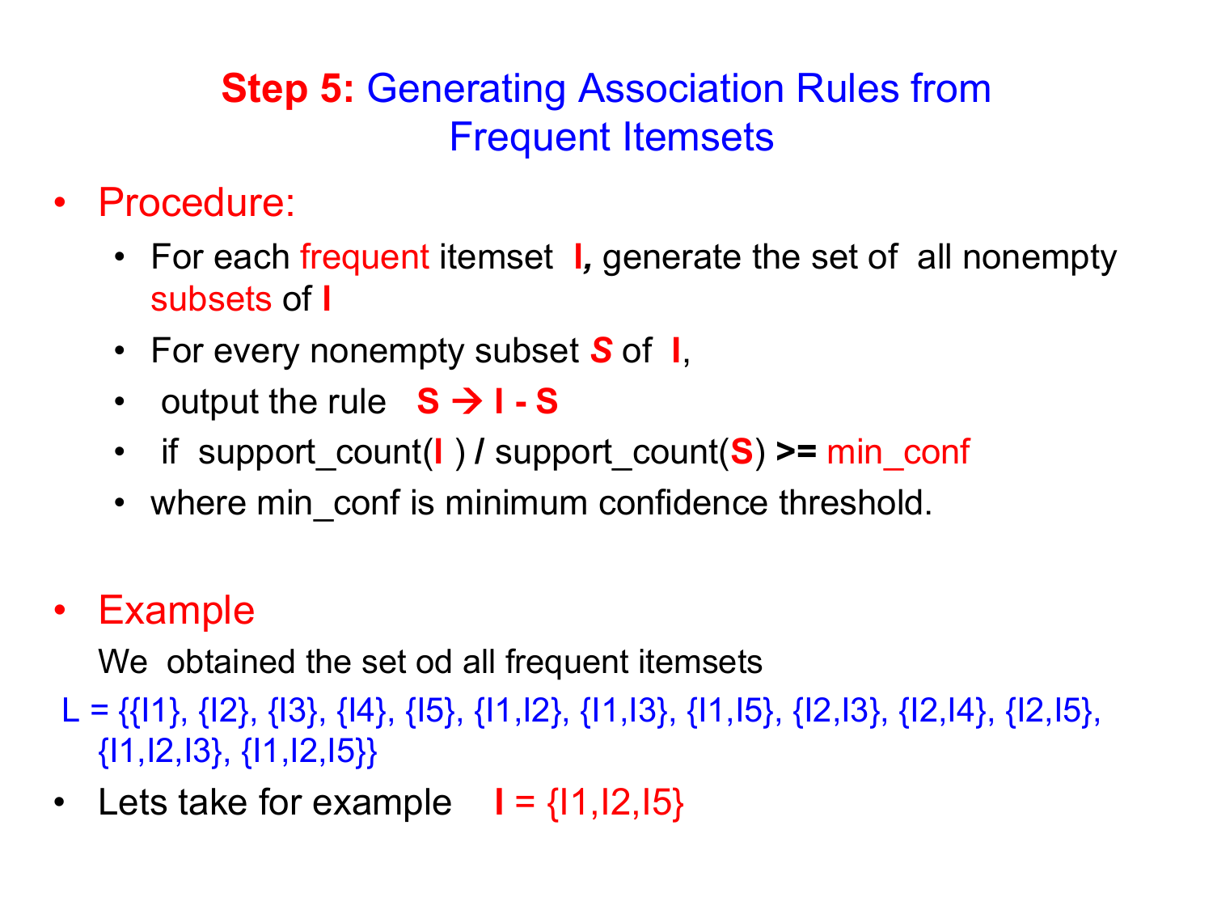## **Step 5:** Generating Association Rules from Frequent Itemsets

- Procedure:
  - For each frequent itemset **I**, generate the set of all nonempty subsets of **I**
  - For every nonempty subset ***S*** of **I**,
  - output the rule **S → I - S**
  - if support_count(**I** ) **/** support_count(**S**) **>=** min_conf
  - where min_conf is minimum confidence threshold.

- Example

  We obtained the set od all frequent itemsets

L = {{I1}, {I2}, {I3}, {I4}, {I5}, {I1,I2}, {I1,I3}, {I1,I5}, {I2,I3}, {I2,I4}, {I2,I5}, {I1,I2,I3}, {I1,I2,I5}}

- Lets take for example **I** = {I1,I2,I5}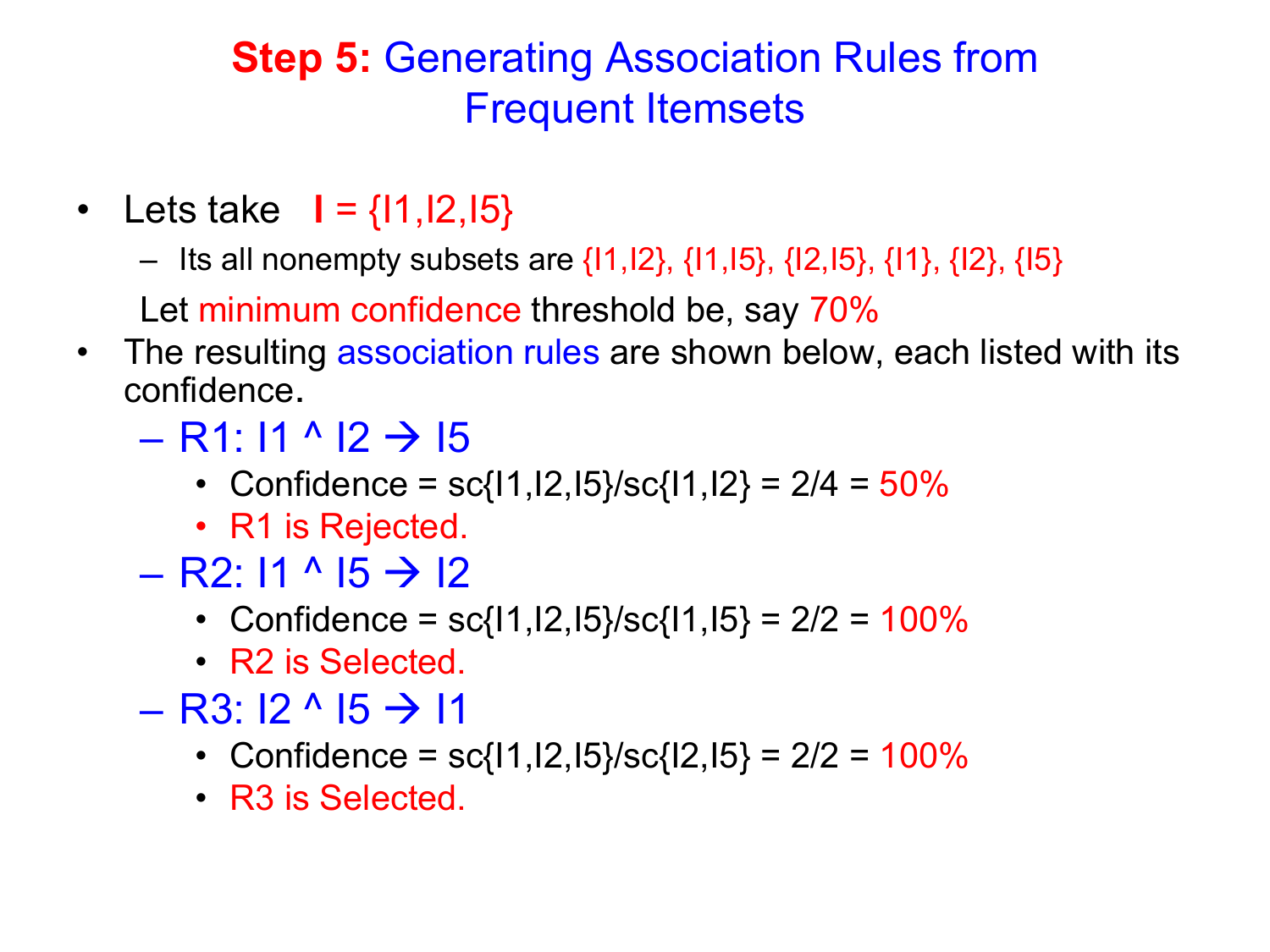# Step 5: Generating Association Rules from Frequent Itemsets

- Lets take **I** = {I1,I2,I5}
  - Its all nonempty subsets are {I1,I2}, {I1,I5}, {I2,I5}, {I1}, {I2}, {I5}

  Let minimum confidence threshold be, say 70%
- The resulting association rules are shown below, each listed with its confidence.
  - R1: I1 ^ I2 → I5
    - Confidence = sc{I1,I2,I5}/sc{I1,I2} = 2/4 = 50%
    - R1 is Rejected.
  - R2: I1 ^ I5 → I2
    - Confidence = sc{I1,I2,I5}/sc{I1,I5} = 2/2 = 100%
    - R2 is Selected.
  - R3: I2 ^ I5 → I1
    - Confidence = sc{I1,I2,I5}/sc{I2,I5} = 2/2 = 100%
    - R3 is Selected.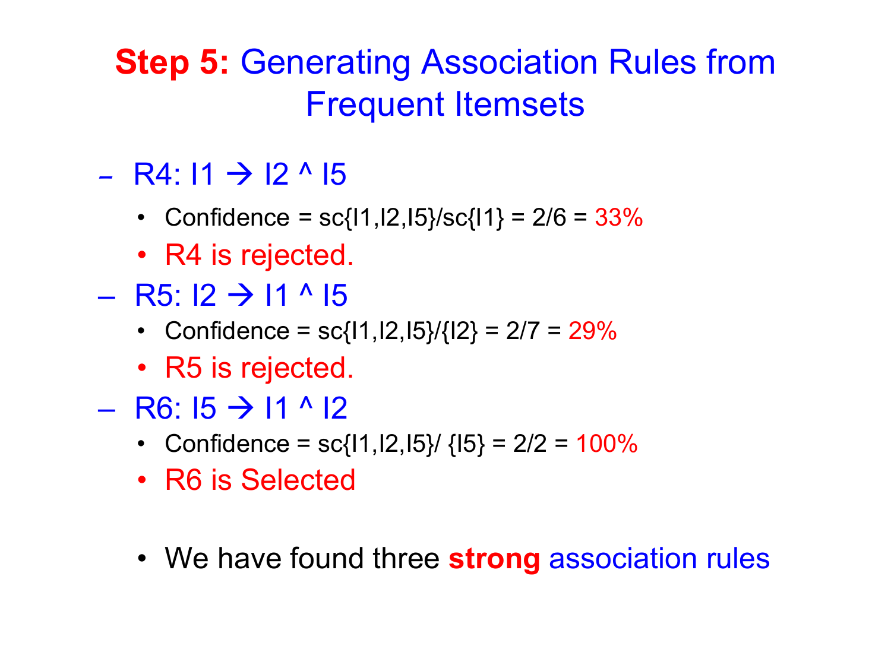# **Step 5:** Generating Association Rules from Frequent Itemsets

- R4: I1 → I2 ^ I5
  - Confidence = sc{I1,I2,I5}/sc{I1} = 2/6 = 33%
  - R4 is rejected.
- R5: I2 → I1 ^ I5
  - Confidence = sc{I1,I2,I5}/{I2} = 2/7 = 29%
  - R5 is rejected.
- R6: I5 → I1 ^ I2
  - Confidence = sc{I1,I2,I5}/ {I5} = 2/2 = 100%
  - R6 is Selected

- We have found three **strong** association rules